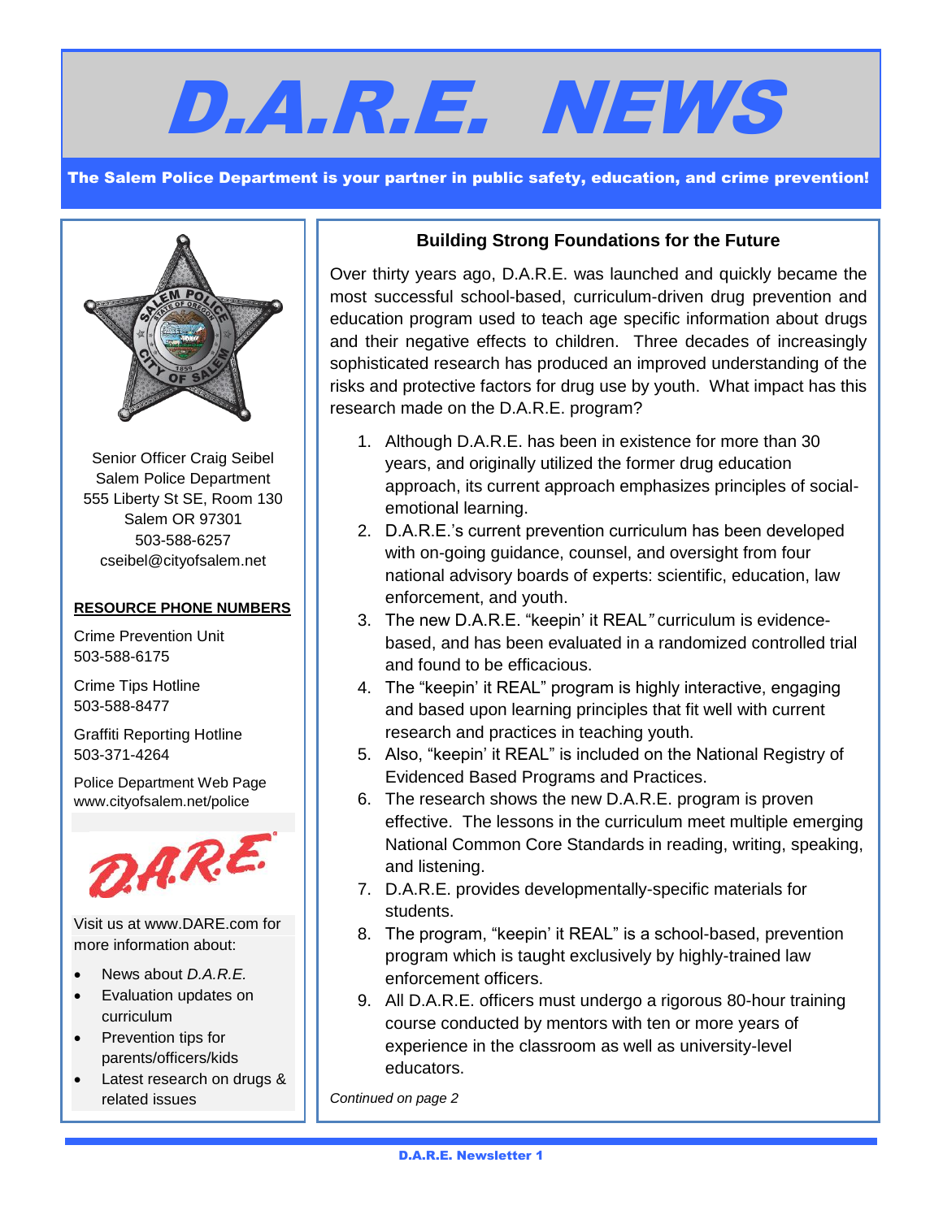# D.A.R.E. NEWS

**The Salem Police Department is your partner in public safety, education, and crime prevention!**

Senior Officer Craig Seibel
Salem Police Department
555 Liberty St SE, Room 130
Salem OR 97301
503-588-6257
cseibel@cityofsalem.net

**RESOURCE PHONE NUMBERS**

Crime Prevention Unit
503-588-6175

Crime Tips Hotline
503-588-8477

Graffiti Reporting Hotline
503-371-4264

Police Department Web Page
www.cityofsalem.net/police

Visit us at www.DARE.com for more information about:

- News about *D.A.R.E.*
- Evaluation updates on curriculum
- Prevention tips for parents/officers/kids
- Latest research on drugs & related issues

## Building Strong Foundations for the Future

Over thirty years ago, D.A.R.E. was launched and quickly became the most successful school-based, curriculum-driven drug prevention and education program used to teach age specific information about drugs and their negative effects to children. Three decades of increasingly sophisticated research has produced an improved understanding of the risks and protective factors for drug use by youth. What impact has this research made on the D.A.R.E. program?

1. Although D.A.R.E. has been in existence for more than 30 years, and originally utilized the former drug education approach, its current approach emphasizes principles of social-emotional learning.
2. D.A.R.E.'s current prevention curriculum has been developed with on-going guidance, counsel, and oversight from four national advisory boards of experts: scientific, education, law enforcement, and youth.
3. The new D.A.R.E. "keepin' it REAL" curriculum is evidence-based, and has been evaluated in a randomized controlled trial and found to be efficacious.
4. The "keepin' it REAL" program is highly interactive, engaging and based upon learning principles that fit well with current research and practices in teaching youth.
5. Also, "keepin' it REAL" is included on the National Registry of Evidenced Based Programs and Practices.
6. The research shows the new D.A.R.E. program is proven effective. The lessons in the curriculum meet multiple emerging National Common Core Standards in reading, writing, speaking, and listening.
7. D.A.R.E. provides developmentally-specific materials for students.
8. The program, "keepin' it REAL" is a school-based, prevention program which is taught exclusively by highly-trained law enforcement officers.
9. All D.A.R.E. officers must undergo a rigorous 80-hour training course conducted by mentors with ten or more years of experience in the classroom as well as university-level educators.

*Continued on page 2*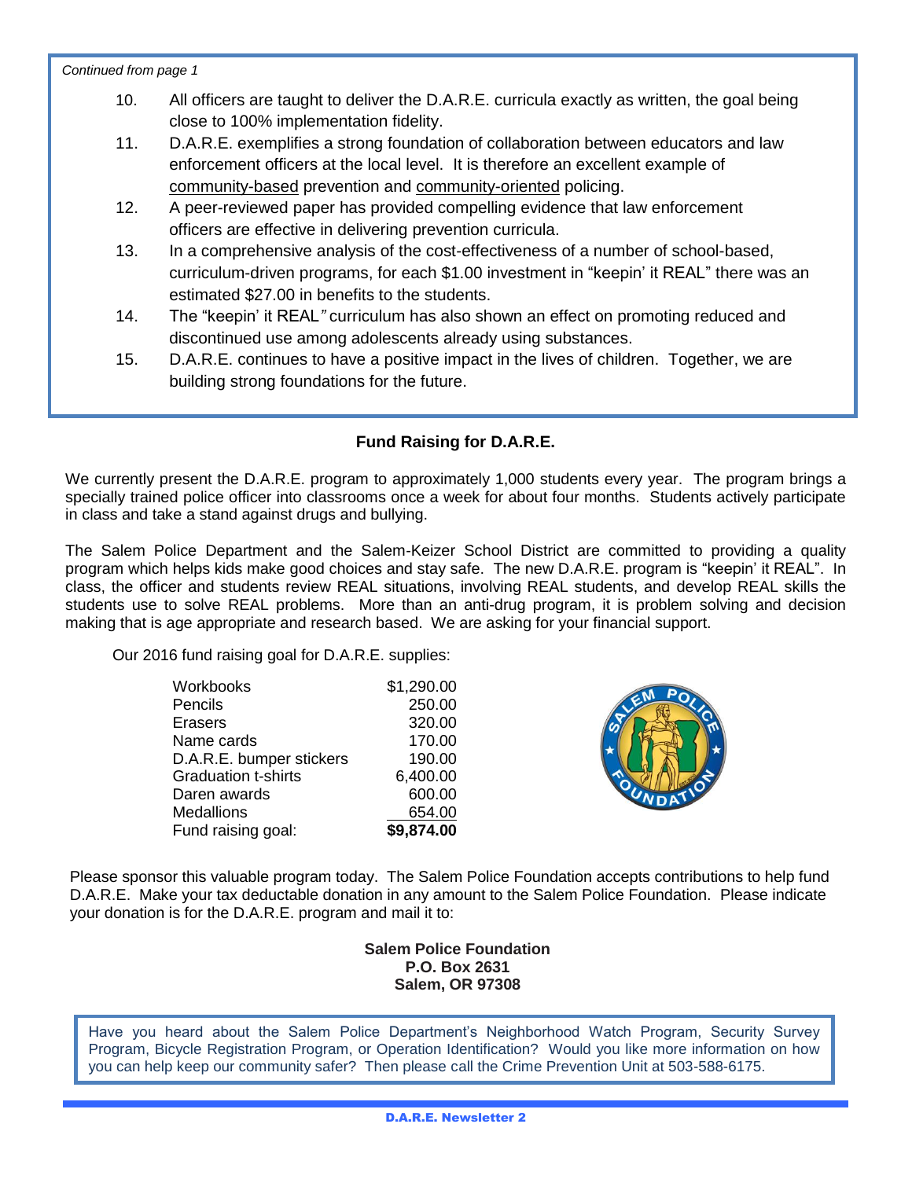*Continued from page 1*

10. All officers are taught to deliver the D.A.R.E. curricula exactly as written, the goal being close to 100% implementation fidelity.
11. D.A.R.E. exemplifies a strong foundation of collaboration between educators and law enforcement officers at the local level. It is therefore an excellent example of community-based prevention and community-oriented policing.
12. A peer-reviewed paper has provided compelling evidence that law enforcement officers are effective in delivering prevention curricula.
13. In a comprehensive analysis of the cost-effectiveness of a number of school-based, curriculum-driven programs, for each $1.00 investment in "keepin' it REAL" there was an estimated $27.00 in benefits to the students.
14. The "keepin' it REAL" curriculum has also shown an effect on promoting reduced and discontinued use among adolescents already using substances.
15. D.A.R.E. continues to have a positive impact in the lives of children. Together, we are building strong foundations for the future.

## Fund Raising for D.A.R.E.

We currently present the D.A.R.E. program to approximately 1,000 students every year. The program brings a specially trained police officer into classrooms once a week for about four months. Students actively participate in class and take a stand against drugs and bullying.

The Salem Police Department and the Salem-Keizer School District are committed to providing a quality program which helps kids make good choices and stay safe. The new D.A.R.E. program is "keepin' it REAL". In class, the officer and students review REAL situations, involving REAL students, and develop REAL skills the students use to solve REAL problems. More than an anti-drug program, it is problem solving and decision making that is age appropriate and research based. We are asking for your financial support.

Our 2016 fund raising goal for D.A.R.E. supplies:

| | |
|---|---|
| Workbooks | $1,290.00 |
| Pencils | 250.00 |
| Erasers | 320.00 |
| Name cards | 170.00 |
| D.A.R.E. bumper stickers | 190.00 |
| Graduation t-shirts | 6,400.00 |
| Daren awards | 600.00 |
| Medallions | 654.00 |
| Fund raising goal: | **$9,874.00** |

Please sponsor this valuable program today. The Salem Police Foundation accepts contributions to help fund D.A.R.E. Make your tax deductable donation in any amount to the Salem Police Foundation. Please indicate your donation is for the D.A.R.E. program and mail it to:

**Salem Police Foundation**
**P.O. Box 2631**
**Salem, OR 97308**

Have you heard about the Salem Police Department's Neighborhood Watch Program, Security Survey Program, Bicycle Registration Program, or Operation Identification? Would you like more information on how you can help keep our community safer? Then please call the Crime Prevention Unit at 503-588-6175.